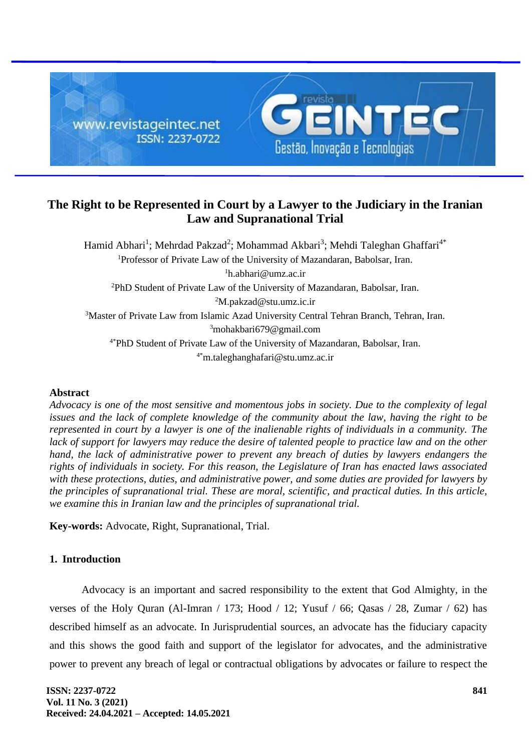# The Right to be Represented in Court by a Lawyer to the Judiciary in the Iranian Law and Supranational Trial

Hamid Abhari[1]; Mehrdad Pakzad[2]; Mohammad Akbari[3]; Mehdi Taleghan Ghaffari[4*]

[1]Professor of Private Law of the University of Mazandaran, Babolsar, Iran.
[1]h.abhari@umz.ac.ir

[2]PhD Student of Private Law of the University of Mazandaran, Babolsar, Iran.
[2]M.pakzad@stu.umz.ic.ir

[3]Master of Private Law from Islamic Azad University Central Tehran Branch, Tehran, Iran.
[3]mohakbari679@gmail.com

[4*]PhD Student of Private Law of the University of Mazandaran, Babolsar, Iran.
[4*]m.taleghanghafari@stu.umz.ac.ir

## Abstract

*Advocacy is one of the most sensitive and momentous jobs in society. Due to the complexity of legal issues and the lack of complete knowledge of the community about the law, having the right to be represented in court by a lawyer is one of the inalienable rights of individuals in a community. The lack of support for lawyers may reduce the desire of talented people to practice law and on the other hand, the lack of administrative power to prevent any breach of duties by lawyers endangers the rights of individuals in society. For this reason, the Legislature of Iran has enacted laws associated with these protections, duties, and administrative power, and some duties are provided for lawyers by the principles of supranational trial. These are moral, scientific, and practical duties. In this article, we examine this in Iranian law and the principles of supranational trial.*

**Key-words:** Advocate, Right, Supranational, Trial.

## 1. Introduction

Advocacy is an important and sacred responsibility to the extent that God Almighty, in the verses of the Holy Quran (Al-Imran / 173; Hood / 12; Yusuf / 66; Qasas / 28, Zumar / 62) has described himself as an advocate. In Jurisprudential sources, an advocate has the fiduciary capacity and this shows the good faith and support of the legislator for advocates, and the administrative power to prevent any breach of legal or contractual obligations by advocates or failure to respect the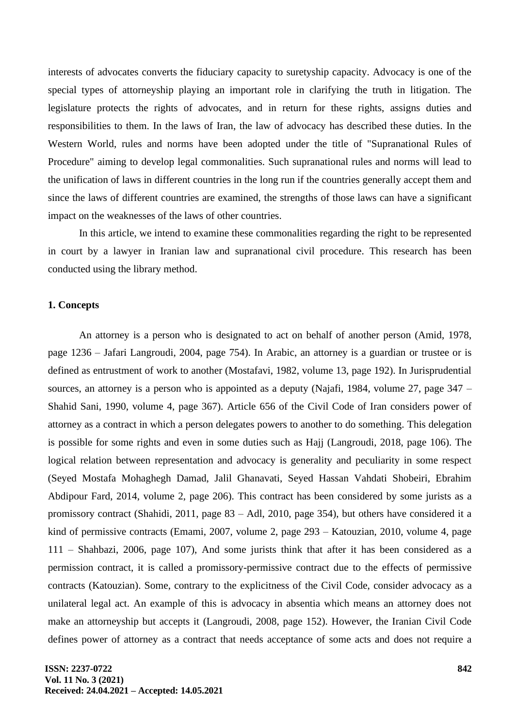interests of advocates converts the fiduciary capacity to suretyship capacity. Advocacy is one of the special types of attorneyship playing an important role in clarifying the truth in litigation. The legislature protects the rights of advocates, and in return for these rights, assigns duties and responsibilities to them. In the laws of Iran, the law of advocacy has described these duties. In the Western World, rules and norms have been adopted under the title of "Supranational Rules of Procedure" aiming to develop legal commonalities. Such supranational rules and norms will lead to the unification of laws in different countries in the long run if the countries generally accept them and since the laws of different countries are examined, the strengths of those laws can have a significant impact on the weaknesses of the laws of other countries.

In this article, we intend to examine these commonalities regarding the right to be represented in court by a lawyer in Iranian law and supranational civil procedure. This research has been conducted using the library method.

## 1. Concepts

An attorney is a person who is designated to act on behalf of another person (Amid, 1978, page 1236 – Jafari Langroudi, 2004, page 754). In Arabic, an attorney is a guardian or trustee or is defined as entrustment of work to another (Mostafavi, 1982, volume 13, page 192). In Jurisprudential sources, an attorney is a person who is appointed as a deputy (Najafi, 1984, volume 27, page 347 – Shahid Sani, 1990, volume 4, page 367). Article 656 of the Civil Code of Iran considers power of attorney as a contract in which a person delegates powers to another to do something. This delegation is possible for some rights and even in some duties such as Hajj (Langroudi, 2018, page 106). The logical relation between representation and advocacy is generality and peculiarity in some respect (Seyed Mostafa Mohaghegh Damad, Jalil Ghanavati, Seyed Hassan Vahdati Shobeiri, Ebrahim Abdipour Fard, 2014, volume 2, page 206). This contract has been considered by some jurists as a promissory contract (Shahidi, 2011, page 83 – Adl, 2010, page 354), but others have considered it a kind of permissive contracts (Emami, 2007, volume 2, page 293 – Katouzian, 2010, volume 4, page 111 – Shahbazi, 2006, page 107), And some jurists think that after it has been considered as a permission contract, it is called a promissory-permissive contract due to the effects of permissive contracts (Katouzian). Some, contrary to the explicitness of the Civil Code, consider advocacy as a unilateral legal act. An example of this is advocacy in absentia which means an attorney does not make an attorneyship but accepts it (Langroudi, 2008, page 152). However, the Iranian Civil Code defines power of attorney as a contract that needs acceptance of some acts and does not require a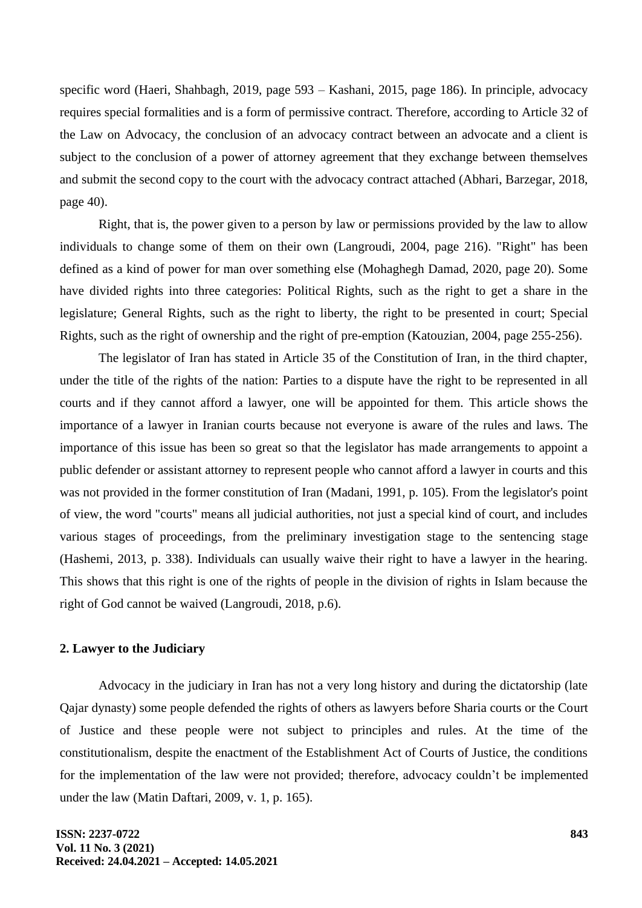specific word (Haeri, Shahbagh, 2019, page 593 – Kashani, 2015, page 186). In principle, advocacy requires special formalities and is a form of permissive contract. Therefore, according to Article 32 of the Law on Advocacy, the conclusion of an advocacy contract between an advocate and a client is subject to the conclusion of a power of attorney agreement that they exchange between themselves and submit the second copy to the court with the advocacy contract attached (Abhari, Barzegar, 2018, page 40).

Right, that is, the power given to a person by law or permissions provided by the law to allow individuals to change some of them on their own (Langroudi, 2004, page 216). "Right" has been defined as a kind of power for man over something else (Mohaghegh Damad, 2020, page 20). Some have divided rights into three categories: Political Rights, such as the right to get a share in the legislature; General Rights, such as the right to liberty, the right to be presented in court; Special Rights, such as the right of ownership and the right of pre-emption (Katouzian, 2004, page 255-256).

The legislator of Iran has stated in Article 35 of the Constitution of Iran, in the third chapter, under the title of the rights of the nation: Parties to a dispute have the right to be represented in all courts and if they cannot afford a lawyer, one will be appointed for them. This article shows the importance of a lawyer in Iranian courts because not everyone is aware of the rules and laws. The importance of this issue has been so great so that the legislator has made arrangements to appoint a public defender or assistant attorney to represent people who cannot afford a lawyer in courts and this was not provided in the former constitution of Iran (Madani, 1991, p. 105). From the legislator's point of view, the word "courts" means all judicial authorities, not just a special kind of court, and includes various stages of proceedings, from the preliminary investigation stage to the sentencing stage (Hashemi, 2013, p. 338). Individuals can usually waive their right to have a lawyer in the hearing. This shows that this right is one of the rights of people in the division of rights in Islam because the right of God cannot be waived (Langroudi, 2018, p.6).

## 2. Lawyer to the Judiciary

Advocacy in the judiciary in Iran has not a very long history and during the dictatorship (late Qajar dynasty) some people defended the rights of others as lawyers before Sharia courts or the Court of Justice and these people were not subject to principles and rules. At the time of the constitutionalism, despite the enactment of the Establishment Act of Courts of Justice, the conditions for the implementation of the law were not provided; therefore, advocacy couldn't be implemented under the law (Matin Daftari, 2009, v. 1, p. 165).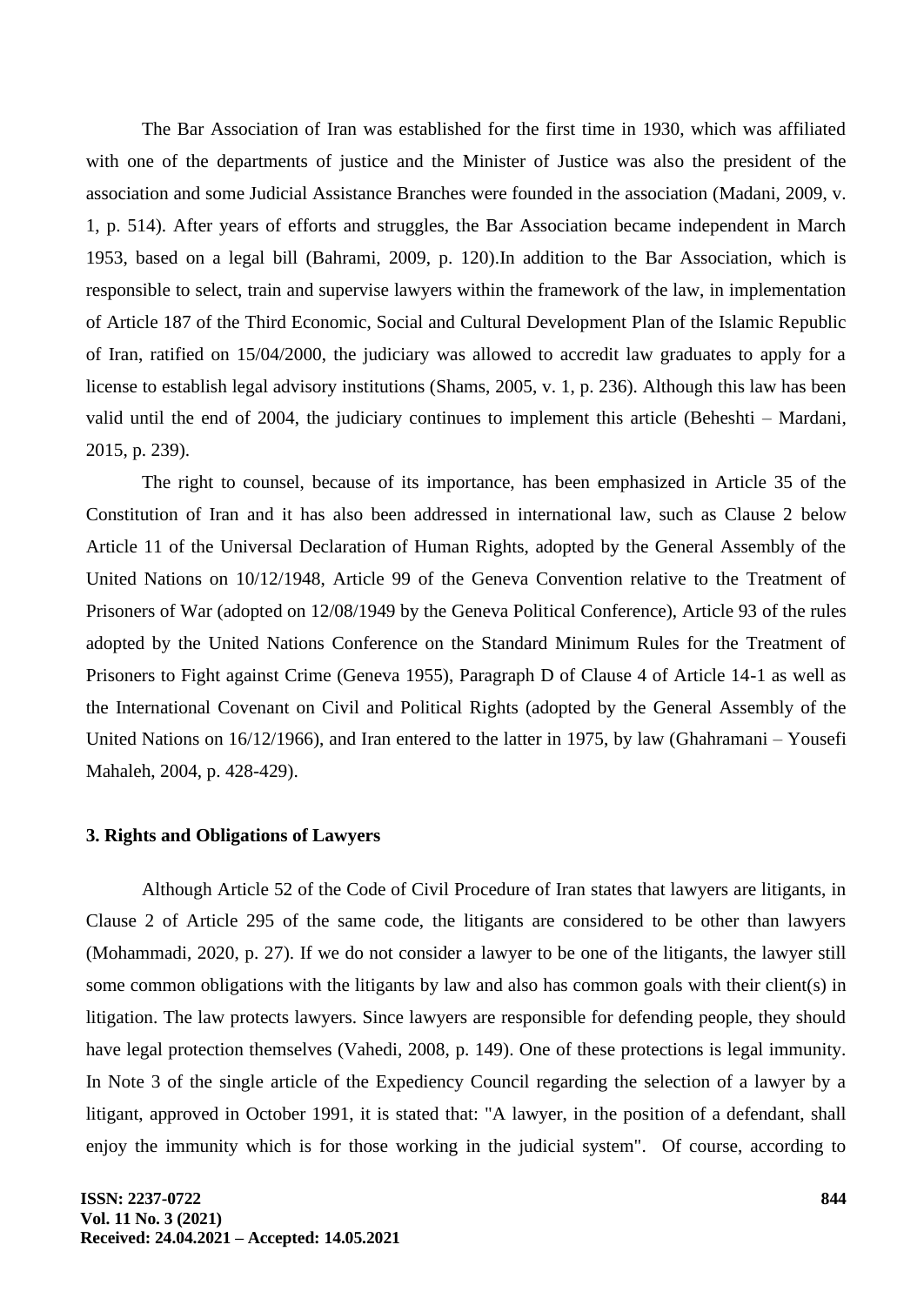The Bar Association of Iran was established for the first time in 1930, which was affiliated with one of the departments of justice and the Minister of Justice was also the president of the association and some Judicial Assistance Branches were founded in the association (Madani, 2009, v. 1, p. 514). After years of efforts and struggles, the Bar Association became independent in March 1953, based on a legal bill (Bahrami, 2009, p. 120).In addition to the Bar Association, which is responsible to select, train and supervise lawyers within the framework of the law, in implementation of Article 187 of the Third Economic, Social and Cultural Development Plan of the Islamic Republic of Iran, ratified on 15/04/2000, the judiciary was allowed to accredit law graduates to apply for a license to establish legal advisory institutions (Shams, 2005, v. 1, p. 236). Although this law has been valid until the end of 2004, the judiciary continues to implement this article (Beheshti – Mardani, 2015, p. 239).

The right to counsel, because of its importance, has been emphasized in Article 35 of the Constitution of Iran and it has also been addressed in international law, such as Clause 2 below Article 11 of the Universal Declaration of Human Rights, adopted by the General Assembly of the United Nations on 10/12/1948, Article 99 of the Geneva Convention relative to the Treatment of Prisoners of War (adopted on 12/08/1949 by the Geneva Political Conference), Article 93 of the rules adopted by the United Nations Conference on the Standard Minimum Rules for the Treatment of Prisoners to Fight against Crime (Geneva 1955), Paragraph D of Clause 4 of Article 14-1 as well as the International Covenant on Civil and Political Rights (adopted by the General Assembly of the United Nations on 16/12/1966), and Iran entered to the latter in 1975, by law (Ghahramani – Yousefi Mahaleh, 2004, p. 428-429).

### 3. Rights and Obligations of Lawyers

Although Article 52 of the Code of Civil Procedure of Iran states that lawyers are litigants, in Clause 2 of Article 295 of the same code, the litigants are considered to be other than lawyers (Mohammadi, 2020, p. 27). If we do not consider a lawyer to be one of the litigants, the lawyer still some common obligations with the litigants by law and also has common goals with their client(s) in litigation. The law protects lawyers. Since lawyers are responsible for defending people, they should have legal protection themselves (Vahedi, 2008, p. 149). One of these protections is legal immunity. In Note 3 of the single article of the Expediency Council regarding the selection of a lawyer by a litigant, approved in October 1991, it is stated that: "A lawyer, in the position of a defendant, shall enjoy the immunity which is for those working in the judicial system". Of course, according to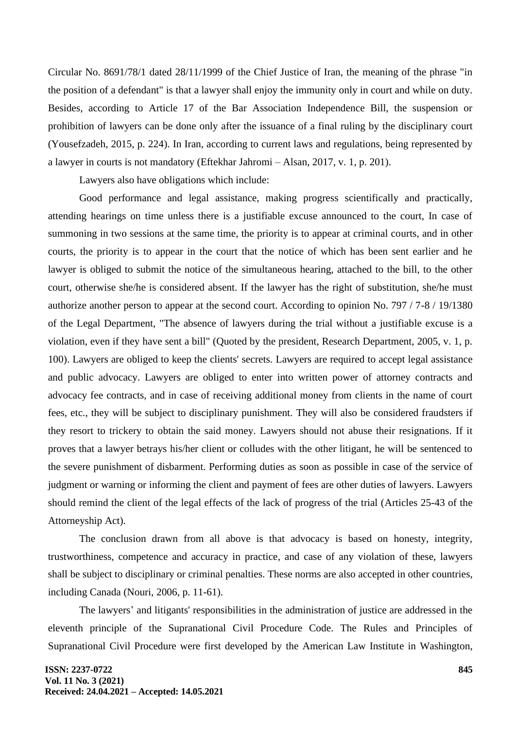Circular No. 8691/78/1 dated 28/11/1999 of the Chief Justice of Iran, the meaning of the phrase "in the position of a defendant" is that a lawyer shall enjoy the immunity only in court and while on duty. Besides, according to Article 17 of the Bar Association Independence Bill, the suspension or prohibition of lawyers can be done only after the issuance of a final ruling by the disciplinary court (Yousefzadeh, 2015, p. 224). In Iran, according to current laws and regulations, being represented by a lawyer in courts is not mandatory (Eftekhar Jahromi – Alsan, 2017, v. 1, p. 201).

Lawyers also have obligations which include:

Good performance and legal assistance, making progress scientifically and practically, attending hearings on time unless there is a justifiable excuse announced to the court, In case of summoning in two sessions at the same time, the priority is to appear at criminal courts, and in other courts, the priority is to appear in the court that the notice of which has been sent earlier and he lawyer is obliged to submit the notice of the simultaneous hearing, attached to the bill, to the other court, otherwise she/he is considered absent. If the lawyer has the right of substitution, she/he must authorize another person to appear at the second court. According to opinion No. 797 / 7-8 / 19/1380 of the Legal Department, "The absence of lawyers during the trial without a justifiable excuse is a violation, even if they have sent a bill" (Quoted by the president, Research Department, 2005, v. 1, p. 100). Lawyers are obliged to keep the clients' secrets. Lawyers are required to accept legal assistance and public advocacy. Lawyers are obliged to enter into written power of attorney contracts and advocacy fee contracts, and in case of receiving additional money from clients in the name of court fees, etc., they will be subject to disciplinary punishment. They will also be considered fraudsters if they resort to trickery to obtain the said money. Lawyers should not abuse their resignations. If it proves that a lawyer betrays his/her client or colludes with the other litigant, he will be sentenced to the severe punishment of disbarment. Performing duties as soon as possible in case of the service of judgment or warning or informing the client and payment of fees are other duties of lawyers. Lawyers should remind the client of the legal effects of the lack of progress of the trial (Articles 25-43 of the Attorneyship Act).

The conclusion drawn from all above is that advocacy is based on honesty, integrity, trustworthiness, competence and accuracy in practice, and case of any violation of these, lawyers shall be subject to disciplinary or criminal penalties. These norms are also accepted in other countries, including Canada (Nouri, 2006, p. 11-61).

The lawyers' and litigants' responsibilities in the administration of justice are addressed in the eleventh principle of the Supranational Civil Procedure Code. The Rules and Principles of Supranational Civil Procedure were first developed by the American Law Institute in Washington,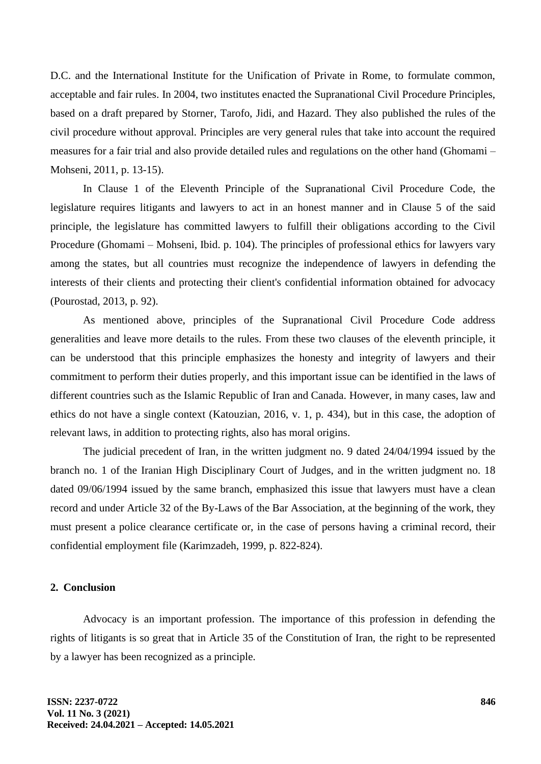D.C. and the International Institute for the Unification of Private in Rome, to formulate common, acceptable and fair rules. In 2004, two institutes enacted the Supranational Civil Procedure Principles, based on a draft prepared by Storner, Tarofo, Jidi, and Hazard. They also published the rules of the civil procedure without approval. Principles are very general rules that take into account the required measures for a fair trial and also provide detailed rules and regulations on the other hand (Ghomami – Mohseni, 2011, p. 13-15).

In Clause 1 of the Eleventh Principle of the Supranational Civil Procedure Code, the legislature requires litigants and lawyers to act in an honest manner and in Clause 5 of the said principle, the legislature has committed lawyers to fulfill their obligations according to the Civil Procedure (Ghomami – Mohseni, Ibid. p. 104). The principles of professional ethics for lawyers vary among the states, but all countries must recognize the independence of lawyers in defending the interests of their clients and protecting their client's confidential information obtained for advocacy (Pourostad, 2013, p. 92).

As mentioned above, principles of the Supranational Civil Procedure Code address generalities and leave more details to the rules. From these two clauses of the eleventh principle, it can be understood that this principle emphasizes the honesty and integrity of lawyers and their commitment to perform their duties properly, and this important issue can be identified in the laws of different countries such as the Islamic Republic of Iran and Canada. However, in many cases, law and ethics do not have a single context (Katouzian, 2016, v. 1, p. 434), but in this case, the adoption of relevant laws, in addition to protecting rights, also has moral origins.

The judicial precedent of Iran, in the written judgment no. 9 dated 24/04/1994 issued by the branch no. 1 of the Iranian High Disciplinary Court of Judges, and in the written judgment no. 18 dated 09/06/1994 issued by the same branch, emphasized this issue that lawyers must have a clean record and under Article 32 of the By-Laws of the Bar Association, at the beginning of the work, they must present a police clearance certificate or, in the case of persons having a criminal record, their confidential employment file (Karimzadeh, 1999, p. 822-824).

## 2. Conclusion

Advocacy is an important profession. The importance of this profession in defending the rights of litigants is so great that in Article 35 of the Constitution of Iran, the right to be represented by a lawyer has been recognized as a principle.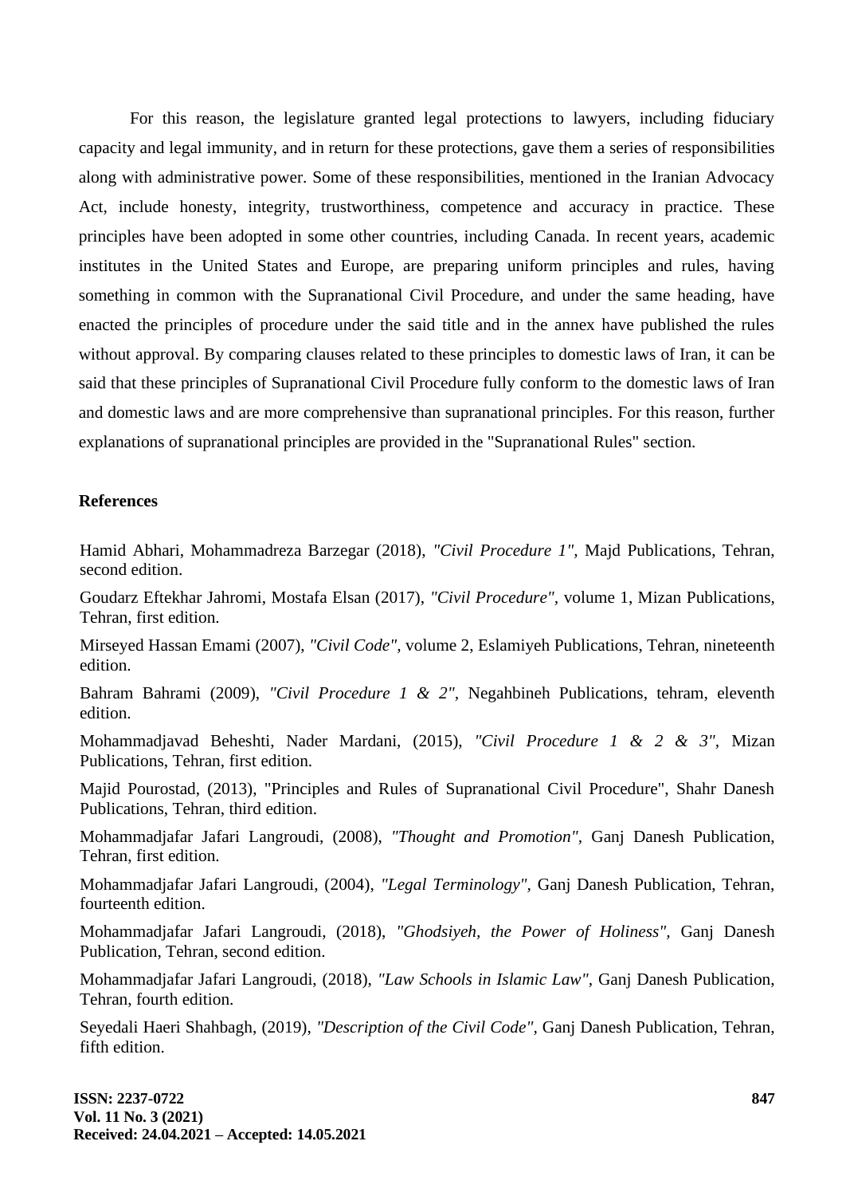For this reason, the legislature granted legal protections to lawyers, including fiduciary capacity and legal immunity, and in return for these protections, gave them a series of responsibilities along with administrative power. Some of these responsibilities, mentioned in the Iranian Advocacy Act, include honesty, integrity, trustworthiness, competence and accuracy in practice. These principles have been adopted in some other countries, including Canada. In recent years, academic institutes in the United States and Europe, are preparing uniform principles and rules, having something in common with the Supranational Civil Procedure, and under the same heading, have enacted the principles of procedure under the said title and in the annex have published the rules without approval. By comparing clauses related to these principles to domestic laws of Iran, it can be said that these principles of Supranational Civil Procedure fully conform to the domestic laws of Iran and domestic laws and are more comprehensive than supranational principles. For this reason, further explanations of supranational principles are provided in the "Supranational Rules" section.

## References

Hamid Abhari, Mohammadreza Barzegar (2018), *"Civil Procedure 1"*, Majd Publications, Tehran, second edition.

Goudarz Eftekhar Jahromi, Mostafa Elsan (2017), *"Civil Procedure"*, volume 1, Mizan Publications, Tehran, first edition.

Mirseyed Hassan Emami (2007), *"Civil Code"*, volume 2, Eslamiyeh Publications, Tehran, nineteenth edition.

Bahram Bahrami (2009), *"Civil Procedure 1 & 2"*, Negahbineh Publications, tehram, eleventh edition.

Mohammadjavad Beheshti, Nader Mardani, (2015), *"Civil Procedure 1 & 2 & 3"*, Mizan Publications, Tehran, first edition.

Majid Pourostad, (2013), "Principles and Rules of Supranational Civil Procedure", Shahr Danesh Publications, Tehran, third edition.

Mohammadjafar Jafari Langroudi, (2008), *"Thought and Promotion"*, Ganj Danesh Publication, Tehran, first edition.

Mohammadjafar Jafari Langroudi, (2004), *"Legal Terminology"*, Ganj Danesh Publication, Tehran, fourteenth edition.

Mohammadjafar Jafari Langroudi, (2018), *"Ghodsiyeh, the Power of Holiness"*, Ganj Danesh Publication, Tehran, second edition.

Mohammadjafar Jafari Langroudi, (2018), *"Law Schools in Islamic Law"*, Ganj Danesh Publication, Tehran, fourth edition.

Seyedali Haeri Shahbagh, (2019), *"Description of the Civil Code"*, Ganj Danesh Publication, Tehran, fifth edition.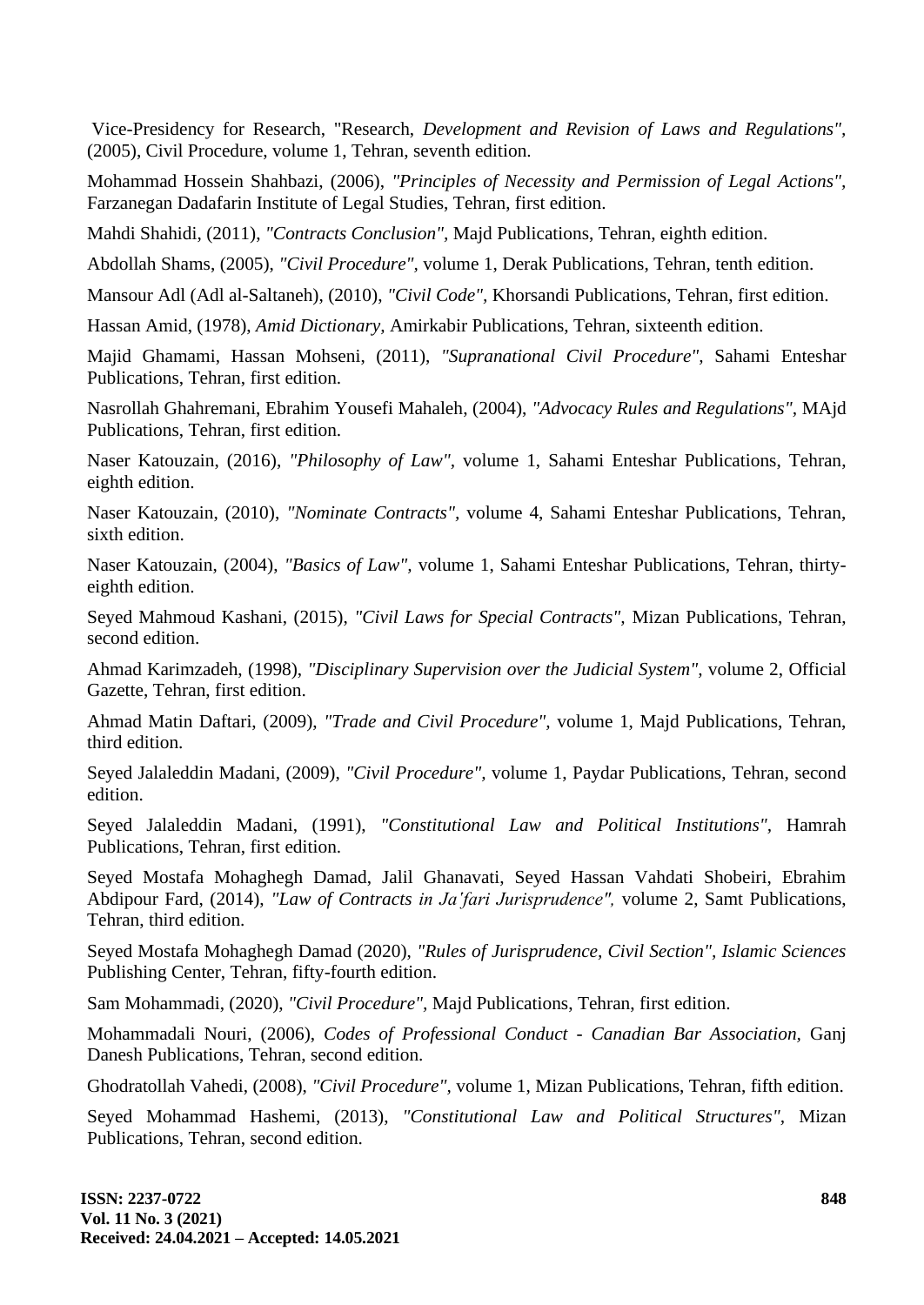Vice-Presidency for Research, "Research, *Development and Revision of Laws and Regulations"*, (2005), Civil Procedure, volume 1, Tehran, seventh edition.

Mohammad Hossein Shahbazi, (2006), *"Principles of Necessity and Permission of Legal Actions"*, Farzanegan Dadafarin Institute of Legal Studies, Tehran, first edition.

Mahdi Shahidi, (2011), *"Contracts Conclusion"*, Majd Publications, Tehran, eighth edition.

Abdollah Shams, (2005), *"Civil Procedure"*, volume 1, Derak Publications, Tehran, tenth edition.

Mansour Adl (Adl al-Saltaneh), (2010), *"Civil Code"*, Khorsandi Publications, Tehran, first edition.

Hassan Amid, (1978), *Amid Dictionary,* Amirkabir Publications, Tehran, sixteenth edition.

Majid Ghamami, Hassan Mohseni, (2011), *"Supranational Civil Procedure"*, Sahami Enteshar Publications, Tehran, first edition.

Nasrollah Ghahremani, Ebrahim Yousefi Mahaleh, (2004), *"Advocacy Rules and Regulations"*, MAjd Publications, Tehran, first edition.

Naser Katouzain, (2016), *"Philosophy of Law"*, volume 1, Sahami Enteshar Publications, Tehran, eighth edition.

Naser Katouzain, (2010), *"Nominate Contracts"*, volume 4, Sahami Enteshar Publications, Tehran, sixth edition.

Naser Katouzain, (2004), *"Basics of Law"*, volume 1, Sahami Enteshar Publications, Tehran, thirty-eighth edition.

Seyed Mahmoud Kashani, (2015), *"Civil Laws for Special Contracts"*, Mizan Publications, Tehran, second edition.

Ahmad Karimzadeh, (1998), *"Disciplinary Supervision over the Judicial System"*, volume 2, Official Gazette, Tehran, first edition.

Ahmad Matin Daftari, (2009), *"Trade and Civil Procedure"*, volume 1, Majd Publications, Tehran, third edition.

Seyed Jalaleddin Madani, (2009), *"Civil Procedure"*, volume 1, Paydar Publications, Tehran, second edition.

Seyed Jalaleddin Madani, (1991), *"Constitutional Law and Political Institutions"*, Hamrah Publications, Tehran, first edition.

Seyed Mostafa Mohaghegh Damad, Jalil Ghanavati, Seyed Hassan Vahdati Shobeiri, Ebrahim Abdipour Fard, (2014), *"Law of Contracts in Ja'fari Jurisprudence",* volume 2, Samt Publications, Tehran, third edition.

Seyed Mostafa Mohaghegh Damad (2020), *"Rules of Jurisprudence, Civil Section", Islamic Sciences* Publishing Center, Tehran, fifty-fourth edition.

Sam Mohammadi, (2020), *"Civil Procedure"*, Majd Publications, Tehran, first edition.

Mohammadali Nouri, (2006), *Codes of Professional Conduct - Canadian Bar Association,* Ganj Danesh Publications, Tehran, second edition.

Ghodratollah Vahedi, (2008), *"Civil Procedure"*, volume 1, Mizan Publications, Tehran, fifth edition.

Seyed Mohammad Hashemi, (2013), *"Constitutional Law and Political Structures"*, Mizan Publications, Tehran, second edition.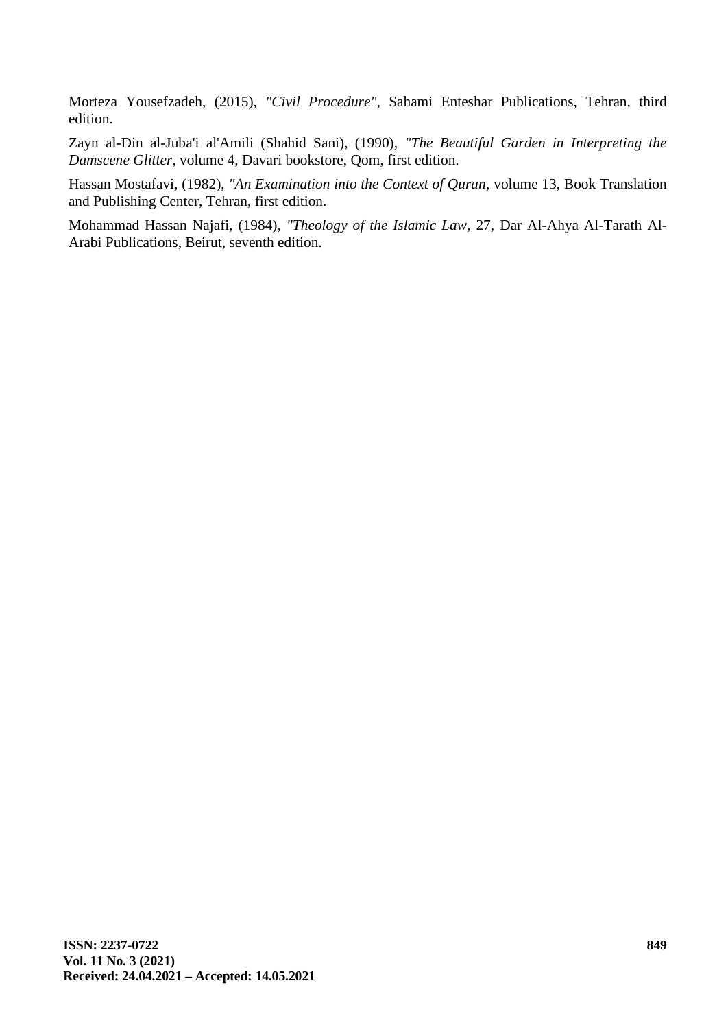Morteza Yousefzadeh, (2015), *"Civil Procedure"*, Sahami Enteshar Publications, Tehran, third edition.

Zayn al-Din al-Juba'i al'Amili (Shahid Sani), (1990), *"The Beautiful Garden in Interpreting the Damscene Glitter*, volume 4, Davari bookstore, Qom, first edition.

Hassan Mostafavi, (1982), *"An Examination into the Context of Quran*, volume 13, Book Translation and Publishing Center, Tehran, first edition.

Mohammad Hassan Najafi, (1984), *"Theology of the Islamic Law*, 27, Dar Al-Ahya Al-Tarath Al-Arabi Publications, Beirut, seventh edition.